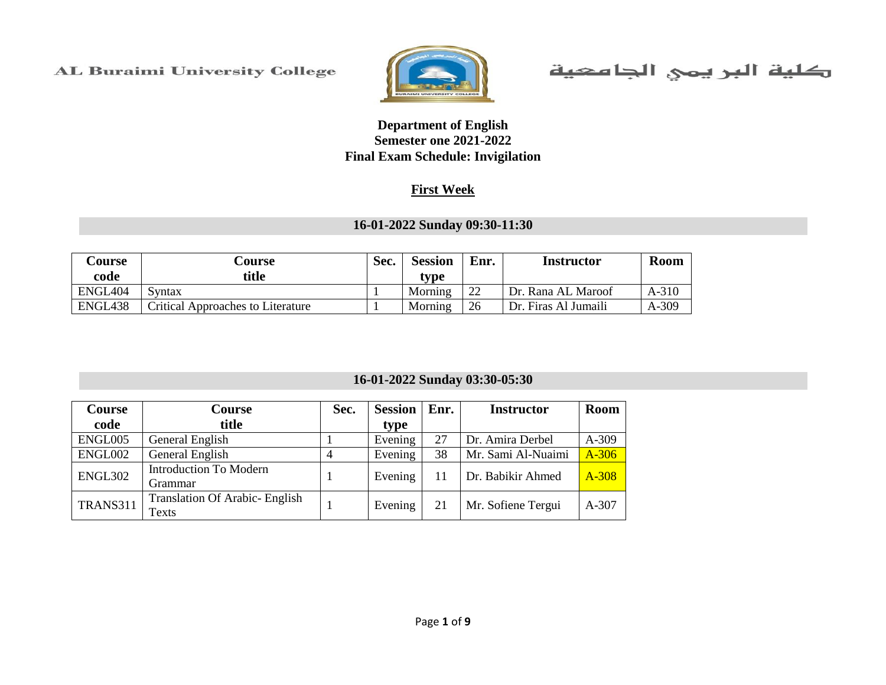AL Buraimi University College

كلية البريمي الجامعية

**Department of English**
**Semester one 2021-2022**
**Final Exam Schedule: Invigilation**

## First Week

### 16-01-2022 Sunday 09:30-11:30

| Course code | Course title | Sec. | Session type | Enr. | Instructor | Room |
|---|---|---|---|---|---|---|
| ENGL404 | Syntax | 1 | Morning | 22 | Dr. Rana AL Maroof | A-310 |
| ENGL438 | Critical Approaches to Literature | 1 | Morning | 26 | Dr. Firas Al Jumaili | A-309 |

### 16-01-2022 Sunday 03:30-05:30

| Course code | Course title | Sec. | Session type | Enr. | Instructor | Room |
|---|---|---|---|---|---|---|
| ENGL005 | General English | 1 | Evening | 27 | Dr. Amira Derbel | A-309 |
| ENGL002 | General English | 4 | Evening | 38 | Mr. Sami Al-Nuaimi | A-306 |
| ENGL302 | Introduction To Modern Grammar | 1 | Evening | 11 | Dr. Babikir Ahmed | A-308 |
| TRANS311 | Translation Of Arabic- English Texts | 1 | Evening | 21 | Mr. Sofiene Tergui | A-307 |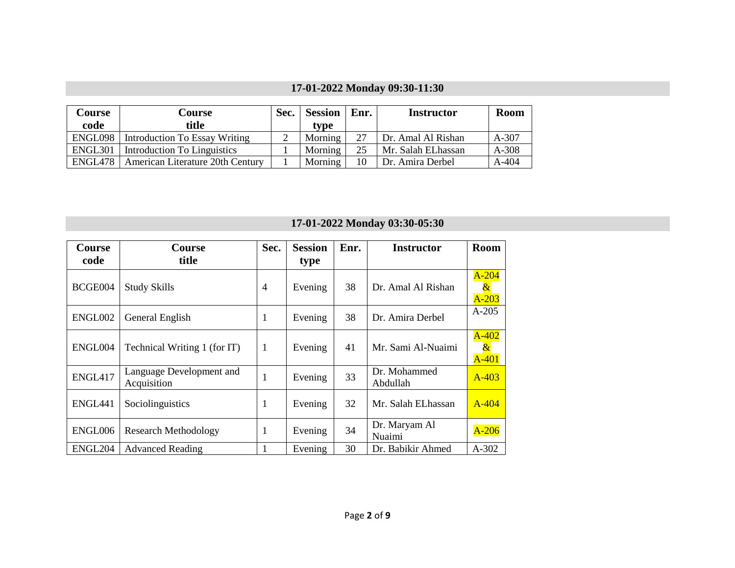## 17-01-2022 Monday 09:30-11:30

| Course code | Course title | Sec. | Session type | Enr. | Instructor | Room |
|---|---|---|---|---|---|---|
| ENGL098 | Introduction To Essay Writing | 2 | Morning | 27 | Dr. Amal Al Rishan | A-307 |
| ENGL301 | Introduction To Linguistics | 1 | Morning | 25 | Mr. Salah ELhassan | A-308 |
| ENGL478 | American Literature 20th Century | 1 | Morning | 10 | Dr. Amira Derbel | A-404 |

## 17-01-2022 Monday 03:30-05:30

| Course code | Course title | Sec. | Session type | Enr. | Instructor | Room |
|---|---|---|---|---|---|---|
| BCGE004 | Study Skills | 4 | Evening | 38 | Dr. Amal Al Rishan | A-204 & A-203 |
| ENGL002 | General English | 1 | Evening | 38 | Dr. Amira Derbel | A-205 |
| ENGL004 | Technical Writing 1 (for IT) | 1 | Evening | 41 | Mr. Sami Al-Nuaimi | A-402 & A-401 |
| ENGL417 | Language Development and Acquisition | 1 | Evening | 33 | Dr. Mohammed Abdullah | A-403 |
| ENGL441 | Sociolinguistics | 1 | Evening | 32 | Mr. Salah ELhassan | A-404 |
| ENGL006 | Research Methodology | 1 | Evening | 34 | Dr. Maryam Al Nuaimi | A-206 |
| ENGL204 | Advanced Reading | 1 | Evening | 30 | Dr. Babikir Ahmed | A-302 |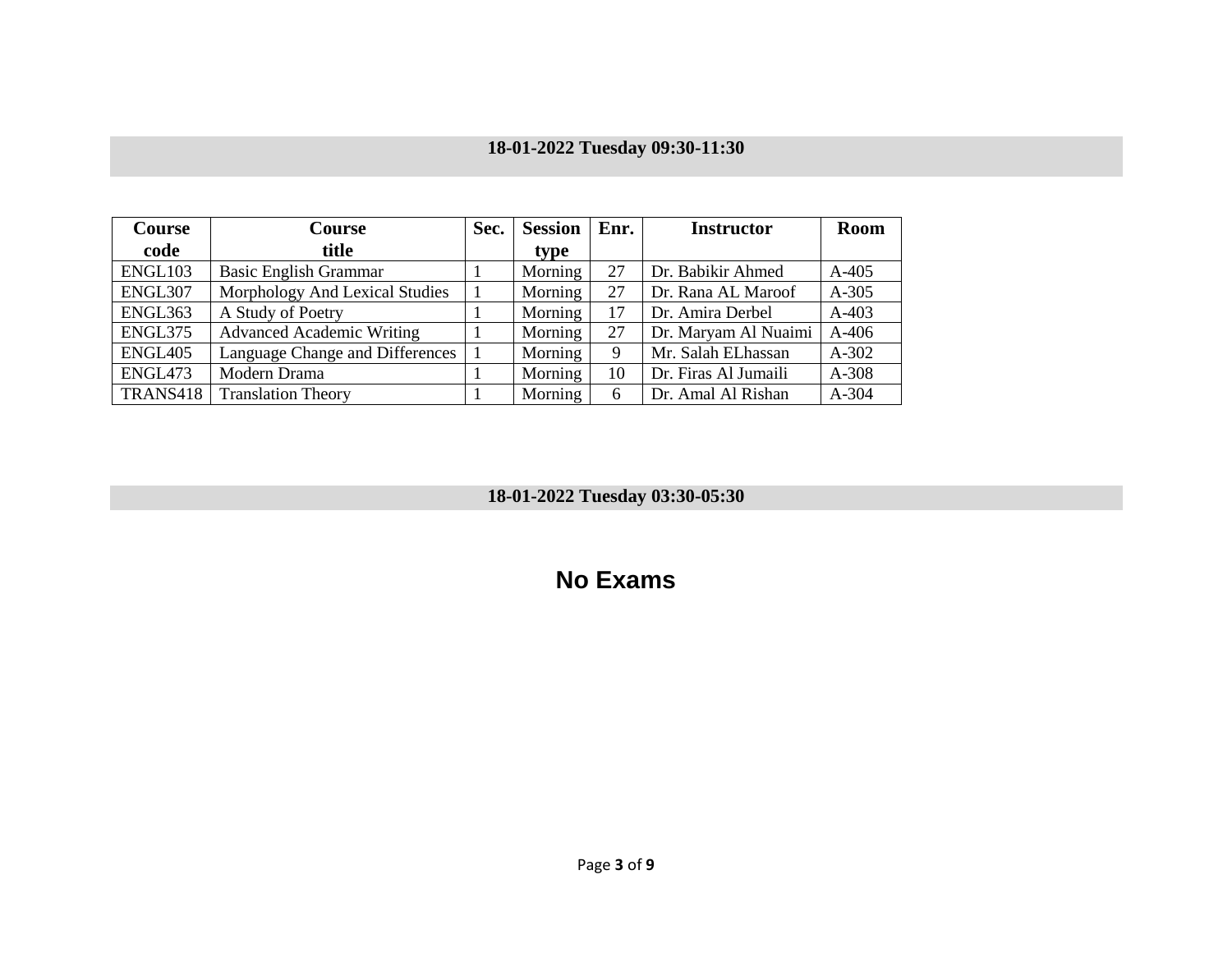## 18-01-2022 Tuesday 09:30-11:30

| Course code | Course title | Sec. | Session type | Enr. | Instructor | Room |
|---|---|---|---|---|---|---|
| ENGL103 | Basic English Grammar | 1 | Morning | 27 | Dr. Babikir Ahmed | A-405 |
| ENGL307 | Morphology And Lexical Studies | 1 | Morning | 27 | Dr. Rana AL Maroof | A-305 |
| ENGL363 | A Study of Poetry | 1 | Morning | 17 | Dr. Amira Derbel | A-403 |
| ENGL375 | Advanced Academic Writing | 1 | Morning | 27 | Dr. Maryam Al Nuaimi | A-406 |
| ENGL405 | Language Change and Differences | 1 | Morning | 9 | Mr. Salah ELhassan | A-302 |
| ENGL473 | Modern Drama | 1 | Morning | 10 | Dr. Firas Al Jumaili | A-308 |
| TRANS418 | Translation Theory | 1 | Morning | 6 | Dr. Amal Al Rishan | A-304 |

## 18-01-2022 Tuesday 03:30-05:30

**No Exams**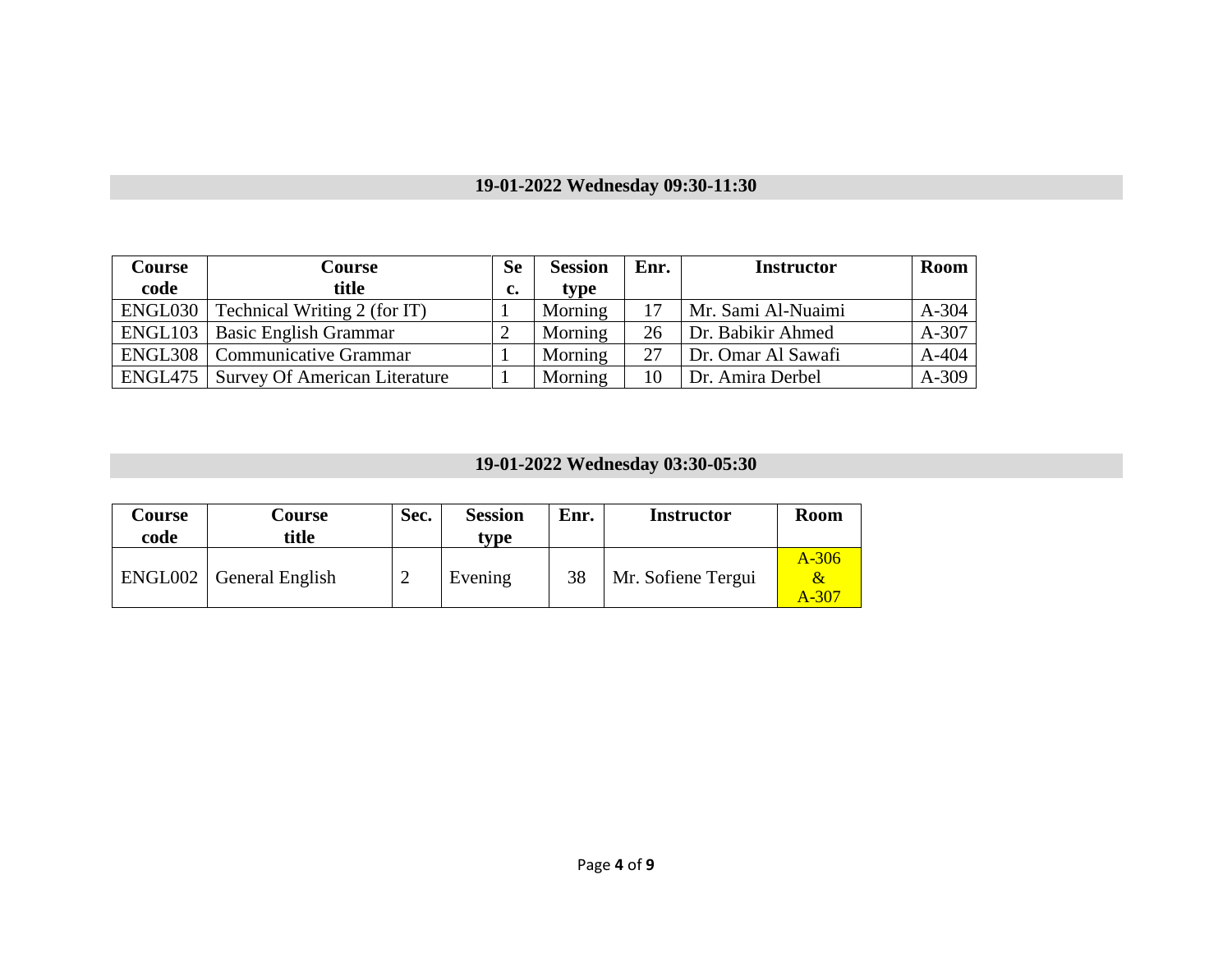## 19-01-2022 Wednesday 09:30-11:30

| Course code | Course title | Sec. | Session type | Enr. | Instructor | Room |
|---|---|---|---|---|---|---|
| ENGL030 | Technical Writing 2 (for IT) | 1 | Morning | 17 | Mr. Sami Al-Nuaimi | A-304 |
| ENGL103 | Basic English Grammar | 2 | Morning | 26 | Dr. Babikir Ahmed | A-307 |
| ENGL308 | Communicative Grammar | 1 | Morning | 27 | Dr. Omar Al Sawafi | A-404 |
| ENGL475 | Survey Of American Literature | 1 | Morning | 10 | Dr. Amira Derbel | A-309 |

## 19-01-2022 Wednesday 03:30-05:30

| Course code | Course title | Sec. | Session type | Enr. | Instructor | Room |
|---|---|---|---|---|---|---|
| ENGL002 | General English | 2 | Evening | 38 | Mr. Sofiene Tergui | A-306 & A-307 |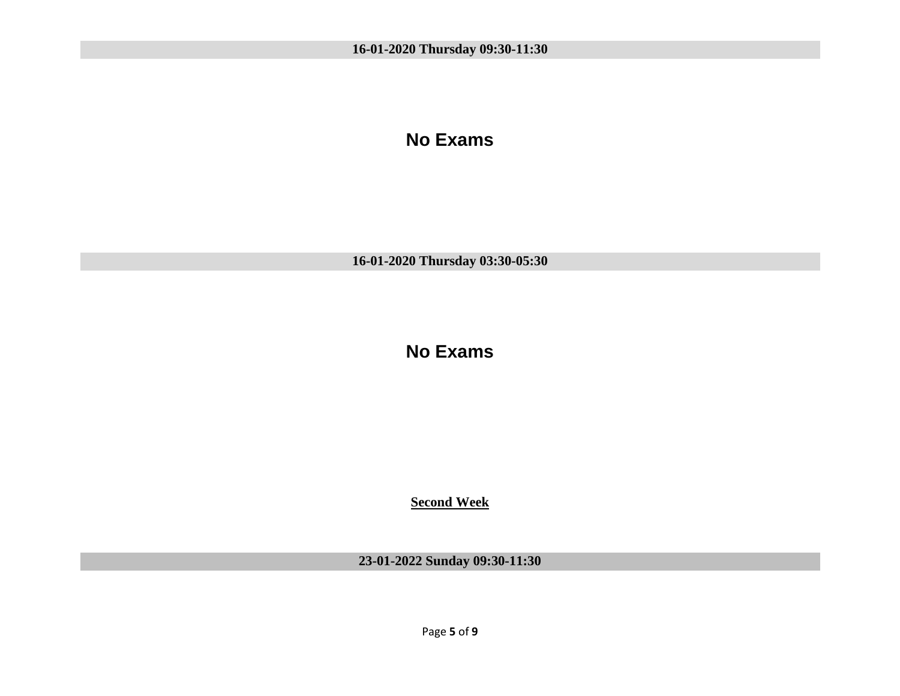**16-01-2020 Thursday 09:30-11:30**

## No Exams

**16-01-2020 Thursday 03:30-05:30**

## No Exams

**<u>Second Week</u>**

**23-01-2022 Sunday 09:30-11:30**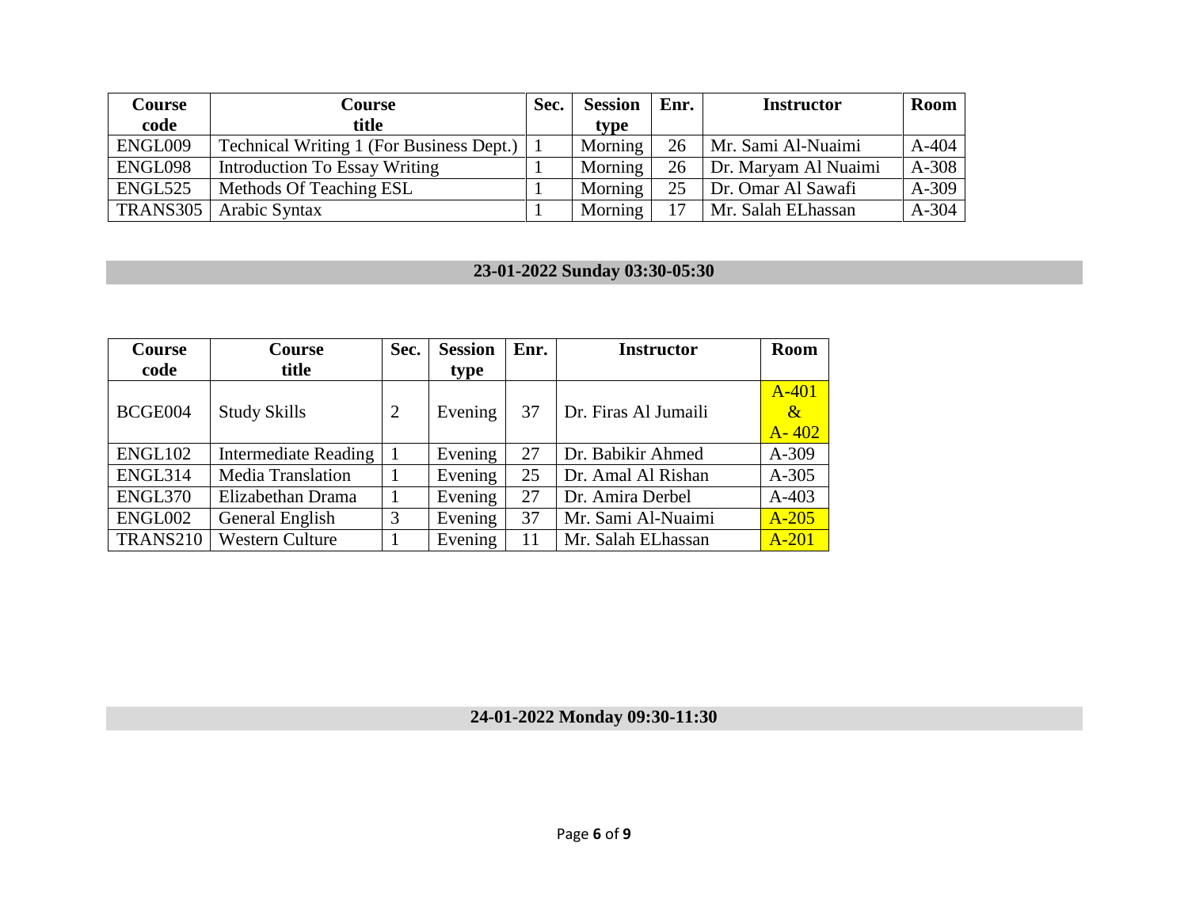| Course code | Course title | Sec. | Session type | Enr. | Instructor | Room |
|---|---|---|---|---|---|---|
| ENGL009 | Technical Writing 1 (For Business Dept.) | 1 | Morning | 26 | Mr. Sami Al-Nuaimi | A-404 |
| ENGL098 | Introduction To Essay Writing | 1 | Morning | 26 | Dr. Maryam Al Nuaimi | A-308 |
| ENGL525 | Methods Of Teaching ESL | 1 | Morning | 25 | Dr. Omar Al Sawafi | A-309 |
| TRANS305 | Arabic Syntax | 1 | Morning | 17 | Mr. Salah ELhassan | A-304 |

## 23-01-2022 Sunday 03:30-05:30

| Course code | Course title | Sec. | Session type | Enr. | Instructor | Room |
|---|---|---|---|---|---|---|
| BCGE004 | Study Skills | 2 | Evening | 37 | Dr. Firas Al Jumaili | A-401 & A- 402 |
| ENGL102 | Intermediate Reading | 1 | Evening | 27 | Dr. Babikir Ahmed | A-309 |
| ENGL314 | Media Translation | 1 | Evening | 25 | Dr. Amal Al Rishan | A-305 |
| ENGL370 | Elizabethan Drama | 1 | Evening | 27 | Dr. Amira Derbel | A-403 |
| ENGL002 | General English | 3 | Evening | 37 | Mr. Sami Al-Nuaimi | A-205 |
| TRANS210 | Western Culture | 1 | Evening | 11 | Mr. Salah ELhassan | A-201 |

## 24-01-2022 Monday 09:30-11:30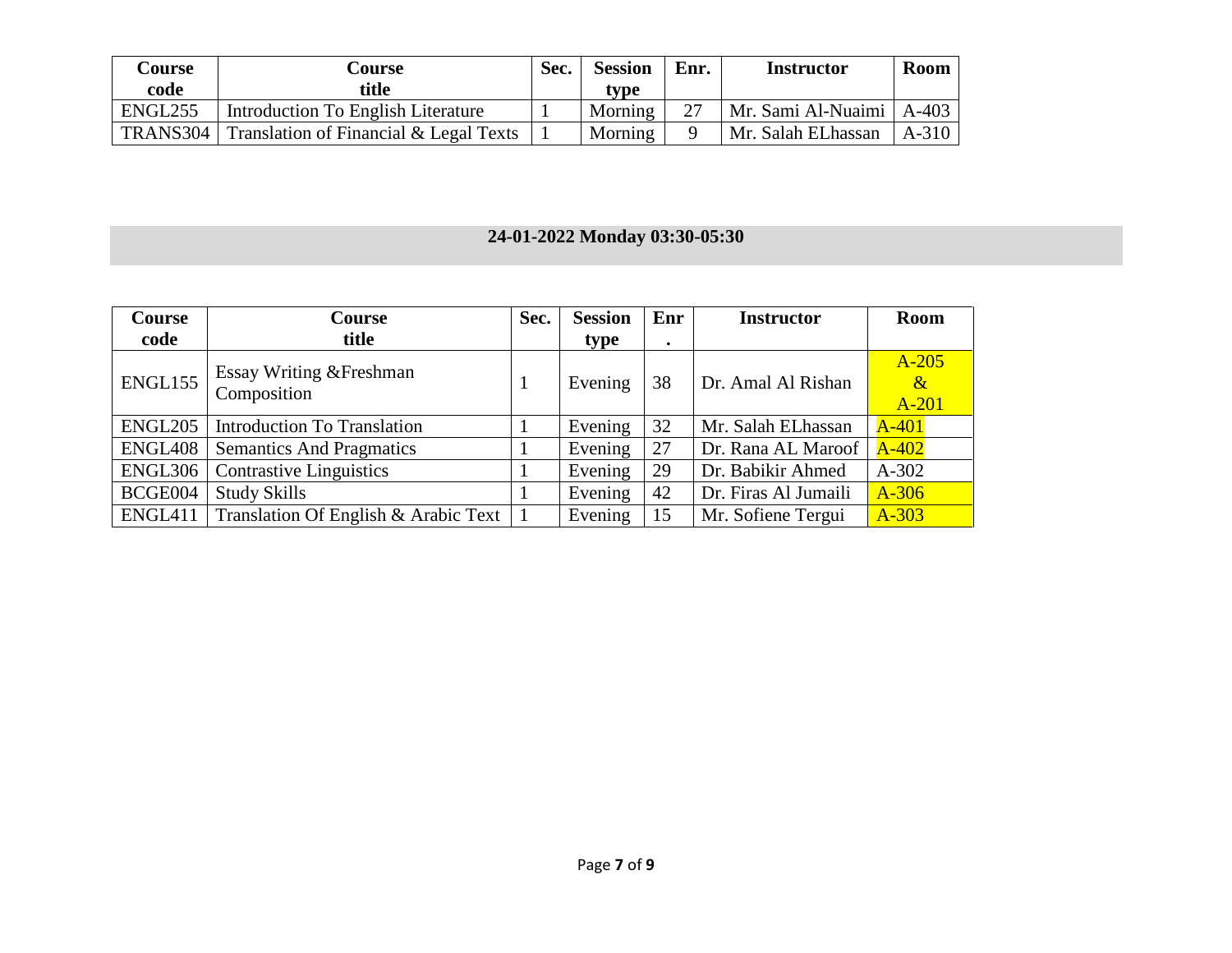| Course code | Course title | Sec. | Session type | Enr. | Instructor | Room |
|---|---|---|---|---|---|---|
| ENGL255 | Introduction To English Literature | 1 | Morning | 27 | Mr. Sami Al-Nuaimi | A-403 |
| TRANS304 | Translation of Financial & Legal Texts | 1 | Morning | 9 | Mr. Salah ELhassan | A-310 |

## 24-01-2022 Monday 03:30-05:30

| Course code | Course title | Sec. | Session type | Enr. | Instructor | Room |
|---|---|---|---|---|---|---|
| ENGL155 | Essay Writing &Freshman Composition | 1 | Evening | 38 | Dr. Amal Al Rishan | A-205 & A-201 |
| ENGL205 | Introduction To Translation | 1 | Evening | 32 | Mr. Salah ELhassan | A-401 |
| ENGL408 | Semantics And Pragmatics | 1 | Evening | 27 | Dr. Rana AL Maroof | A-402 |
| ENGL306 | Contrastive Linguistics | 1 | Evening | 29 | Dr. Babikir Ahmed | A-302 |
| BCGE004 | Study Skills | 1 | Evening | 42 | Dr. Firas Al Jumaili | A-306 |
| ENGL411 | Translation Of English & Arabic Text | 1 | Evening | 15 | Mr. Sofiene Tergui | A-303 |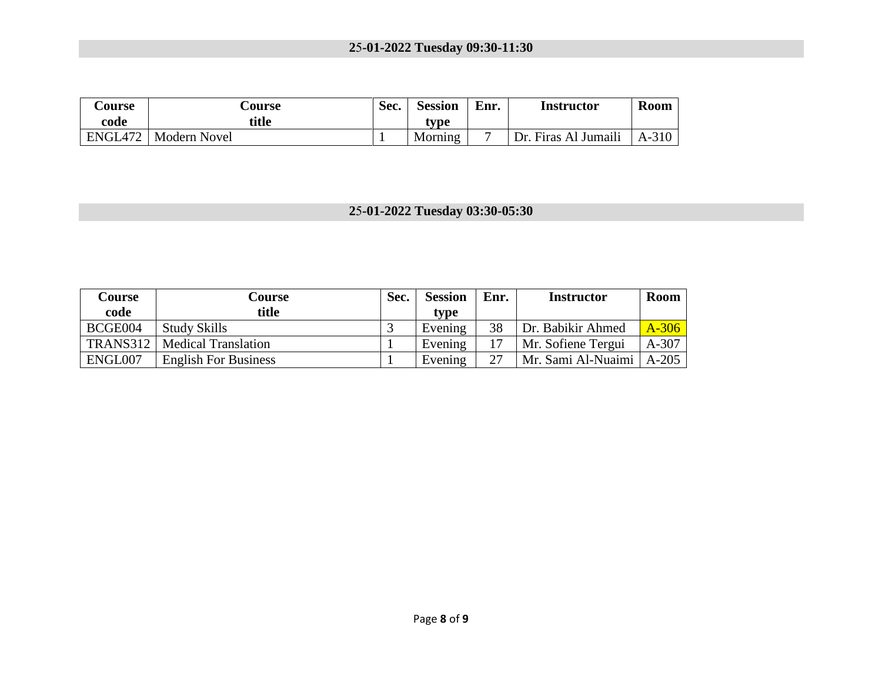## 25-01-2022 Tuesday 09:30-11:30

| Course code | Course title | Sec. | Session type | Enr. | Instructor | Room |
|---|---|---|---|---|---|---|
| ENGL472 | Modern Novel | 1 | Morning | 7 | Dr. Firas Al Jumaili | A-310 |

## 25-01-2022 Tuesday 03:30-05:30

| Course code | Course title | Sec. | Session type | Enr. | Instructor | Room |
|---|---|---|---|---|---|---|
| BCGE004 | Study Skills | 3 | Evening | 38 | Dr. Babikir Ahmed | A-306 |
| TRANS312 | Medical Translation | 1 | Evening | 17 | Mr. Sofiene Tergui | A-307 |
| ENGL007 | English For Business | 1 | Evening | 27 | Mr. Sami Al-Nuaimi | A-205 |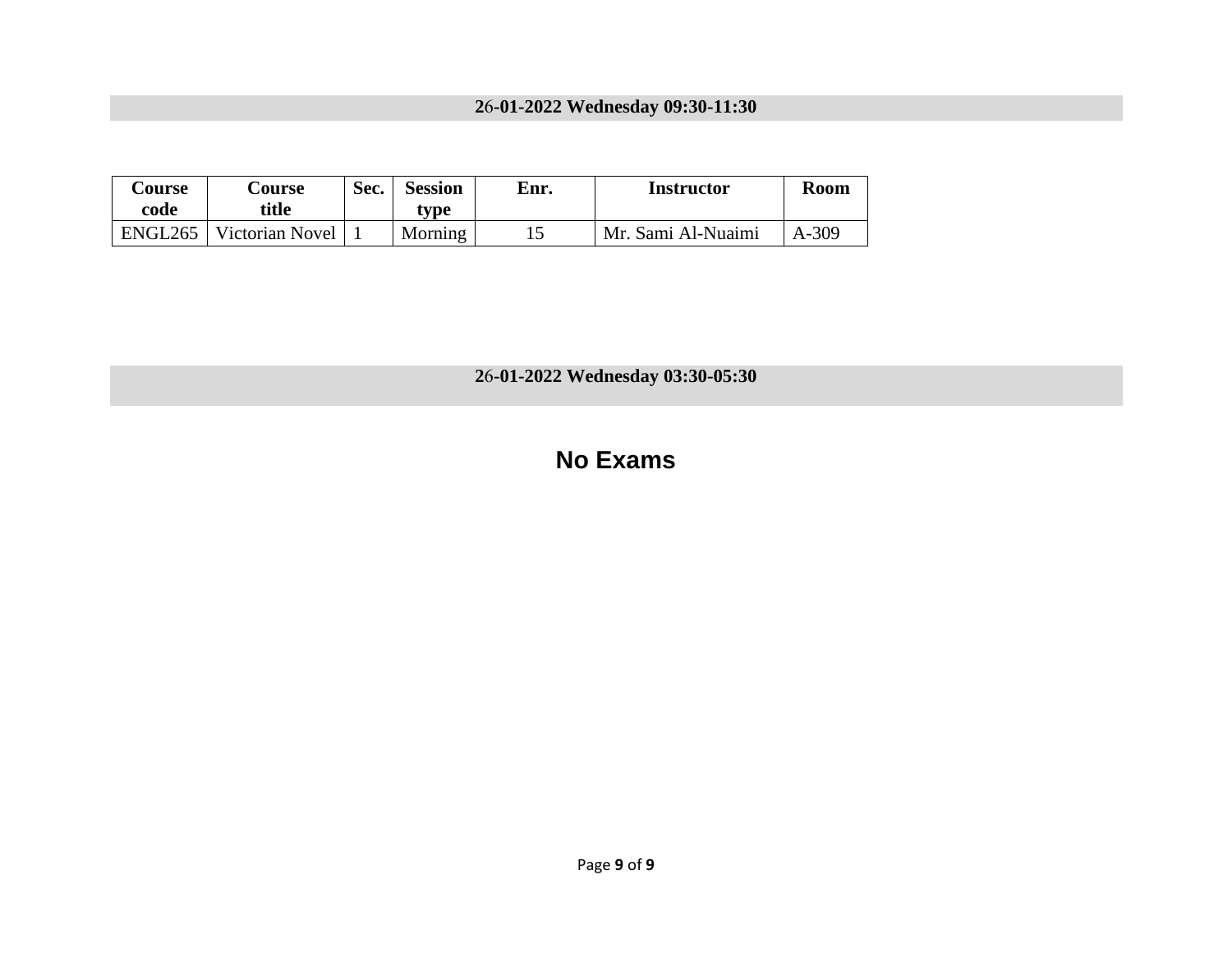**26-01-2022 Wednesday 09:30-11:30**

| Course code | Course title | Sec. | Session type | Enr. | Instructor | Room |
|---|---|---|---|---|---|---|
| ENGL265 | Victorian Novel | 1 | Morning | 15 | Mr. Sami Al-Nuaimi | A-309 |

**26-01-2022 Wednesday 03:30-05:30**

## No Exams